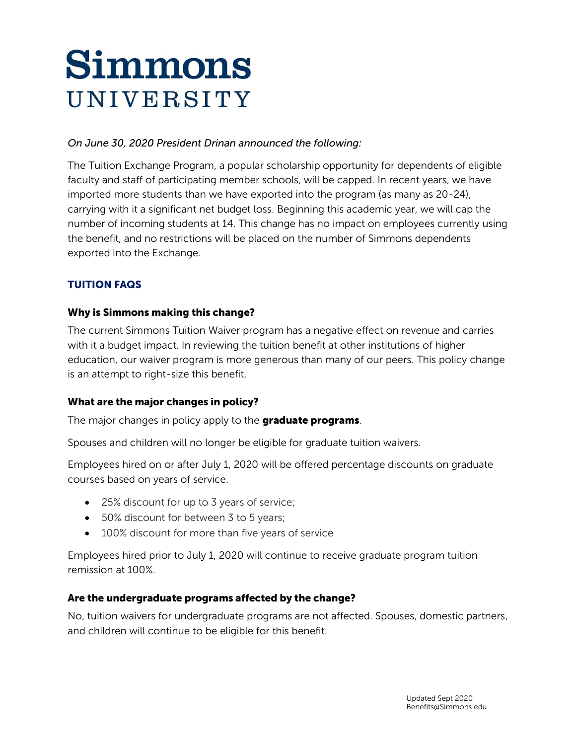# Simmons UNIVERSITY

*On June 30, 2020 President Drinan announced the following:*

The Tuition Exchange Program, a popular scholarship opportunity for dependents of eligible faculty and staff of participating member schools, will be capped. In recent years, we have imported more students than we have exported into the program (as many as 20-24), carrying with it a significant net budget loss. Beginning this academic year, we will cap the number of incoming students at 14. This change has no impact on employees currently using the benefit, and no restrictions will be placed on the number of Simmons dependents exported into the Exchange.

## TUITION FAQS

### Why is Simmons making this change?

The current Simmons Tuition Waiver program has a negative effect on revenue and carries with it a budget impact. In reviewing the tuition benefit at other institutions of higher education, our waiver program is more generous than many of our peers. This policy change is an attempt to right-size this benefit.

### What are the major changes in policy?

The major changes in policy apply to the **graduate programs**.

Spouses and children will no longer be eligible for graduate tuition waivers.

Employees hired on or after July 1, 2020 will be offered percentage discounts on graduate courses based on years of service.

- 25% discount for up to 3 years of service;
- 50% discount for between 3 to 5 years;
- 100% discount for more than five years of service

Employees hired prior to July 1, 2020 will continue to receive graduate program tuition remission at 100%.

### Are the undergraduate programs affected by the change?

No, tuition waivers for undergraduate programs are not affected. Spouses, domestic partners, and children will continue to be eligible for this benefit.

Updated Sept 2020
Benefits@Simmons.edu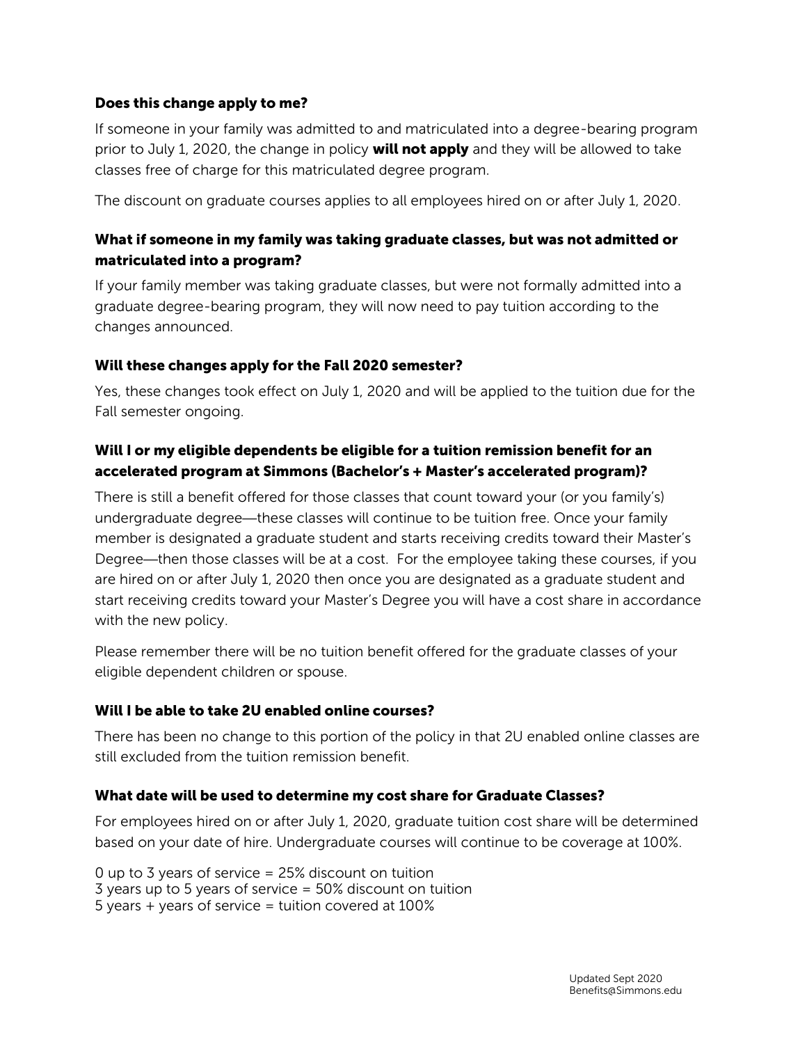### Does this change apply to me?

If someone in your family was admitted to and matriculated into a degree-bearing program prior to July 1, 2020, the change in policy **will not apply** and they will be allowed to take classes free of charge for this matriculated degree program.

The discount on graduate courses applies to all employees hired on or after July 1, 2020.

### What if someone in my family was taking graduate classes, but was not admitted or matriculated into a program?

If your family member was taking graduate classes, but were not formally admitted into a graduate degree-bearing program, they will now need to pay tuition according to the changes announced.

### Will these changes apply for the Fall 2020 semester?

Yes, these changes took effect on July 1, 2020 and will be applied to the tuition due for the Fall semester ongoing.

### Will I or my eligible dependents be eligible for a tuition remission benefit for an accelerated program at Simmons (Bachelor's + Master's accelerated program)?

There is still a benefit offered for those classes that count toward your (or you family's) undergraduate degree—these classes will continue to be tuition free. Once your family member is designated a graduate student and starts receiving credits toward their Master's Degree—then those classes will be at a cost. For the employee taking these courses, if you are hired on or after July 1, 2020 then once you are designated as a graduate student and start receiving credits toward your Master's Degree you will have a cost share in accordance with the new policy.

Please remember there will be no tuition benefit offered for the graduate classes of your eligible dependent children or spouse.

### Will I be able to take 2U enabled online courses?

There has been no change to this portion of the policy in that 2U enabled online classes are still excluded from the tuition remission benefit.

### What date will be used to determine my cost share for Graduate Classes?

For employees hired on or after July 1, 2020, graduate tuition cost share will be determined based on your date of hire. Undergraduate courses will continue to be coverage at 100%.

0 up to 3 years of service = 25% discount on tuition
3 years up to 5 years of service = 50% discount on tuition
5 years + years of service = tuition covered at 100%

Updated Sept 2020
Benefits@Simmons.edu